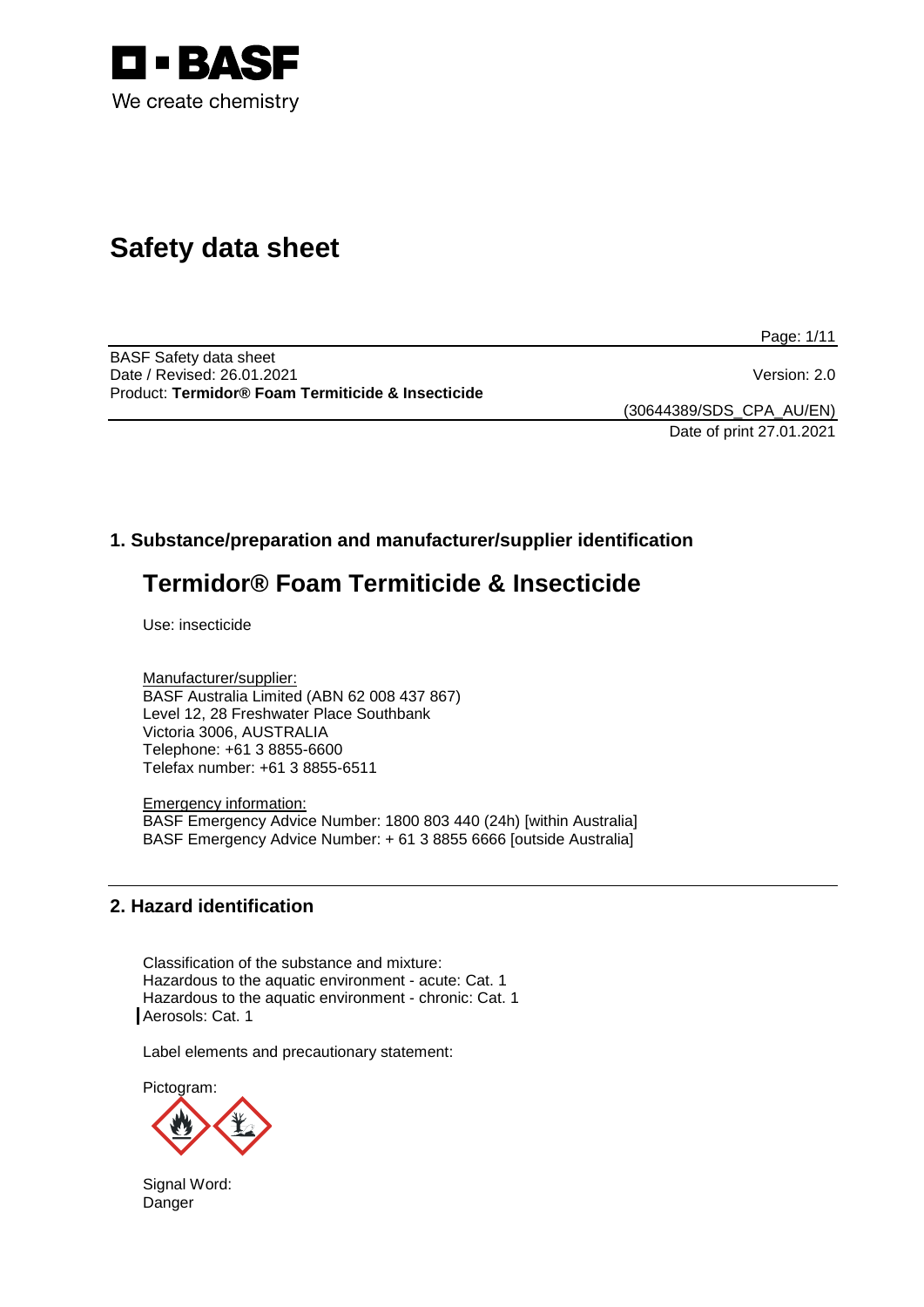# Safety data sheet

BASF Safety data sheet
Date / Revised: 26.01.2021 Version: 2.0
Product: **Termidor® Foam Termiticide & Insecticide**

(30644389/SDS_CPA_AU/EN)
Date of print 27.01.2021

## 1. Substance/preparation and manufacturer/supplier identification

# Termidor® Foam Termiticide & Insecticide

Use: insecticide

Manufacturer/supplier:
BASF Australia Limited (ABN 62 008 437 867)
Level 12, 28 Freshwater Place Southbank
Victoria 3006, AUSTRALIA
Telephone: +61 3 8855-6600
Telefax number: +61 3 8855-6511

Emergency information:
BASF Emergency Advice Number: 1800 803 440 (24h) [within Australia]
BASF Emergency Advice Number: + 61 3 8855 6666 [outside Australia]

## 2. Hazard identification

Classification of the substance and mixture:
Hazardous to the aquatic environment - acute: Cat. 1
Hazardous to the aquatic environment - chronic: Cat. 1
Aerosols: Cat. 1

Label elements and precautionary statement:

Pictogram:

Signal Word:
Danger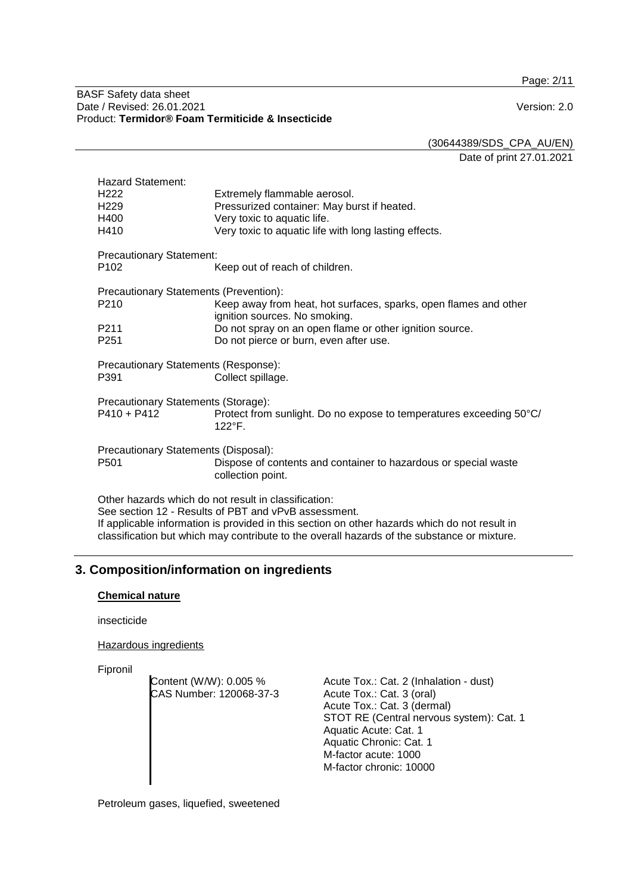Hazard Statement:

| | |
|---|---|
| H222 | Extremely flammable aerosol. |
| H229 | Pressurized container: May burst if heated. |
| H400 | Very toxic to aquatic life. |
| H410 | Very toxic to aquatic life with long lasting effects. |

Precautionary Statement:

| | |
|---|---|
| P102 | Keep out of reach of children. |

Precautionary Statements (Prevention):

| | |
|---|---|
| P210 | Keep away from heat, hot surfaces, sparks, open flames and other ignition sources. No smoking. |
| P211 | Do not spray on an open flame or other ignition source. |
| P251 | Do not pierce or burn, even after use. |

Precautionary Statements (Response):

| | |
|---|---|
| P391 | Collect spillage. |

Precautionary Statements (Storage):

| | |
|---|---|
| P410 + P412 | Protect from sunlight. Do no expose to temperatures exceeding 50°C/ 122°F. |

Precautionary Statements (Disposal):

| | |
|---|---|
| P501 | Dispose of contents and container to hazardous or special waste collection point. |

Other hazards which do not result in classification:
See section 12 - Results of PBT and vPvB assessment.
If applicable information is provided in this section on other hazards which do not result in classification but which may contribute to the overall hazards of the substance or mixture.

## 3. Composition/information on ingredients

**Chemical nature**

insecticide

Hazardous ingredients

Fipronil

| | |
|---|---|
| Content (W/W): 0.005 %<br>CAS Number: 120068-37-3 | Acute Tox.: Cat. 2 (Inhalation - dust)<br>Acute Tox.: Cat. 3 (oral)<br>Acute Tox.: Cat. 3 (dermal)<br>STOT RE (Central nervous system): Cat. 1<br>Aquatic Acute: Cat. 1<br>Aquatic Chronic: Cat. 1<br>M-factor acute: 1000<br>M-factor chronic: 10000 |

Petroleum gases, liquefied, sweetened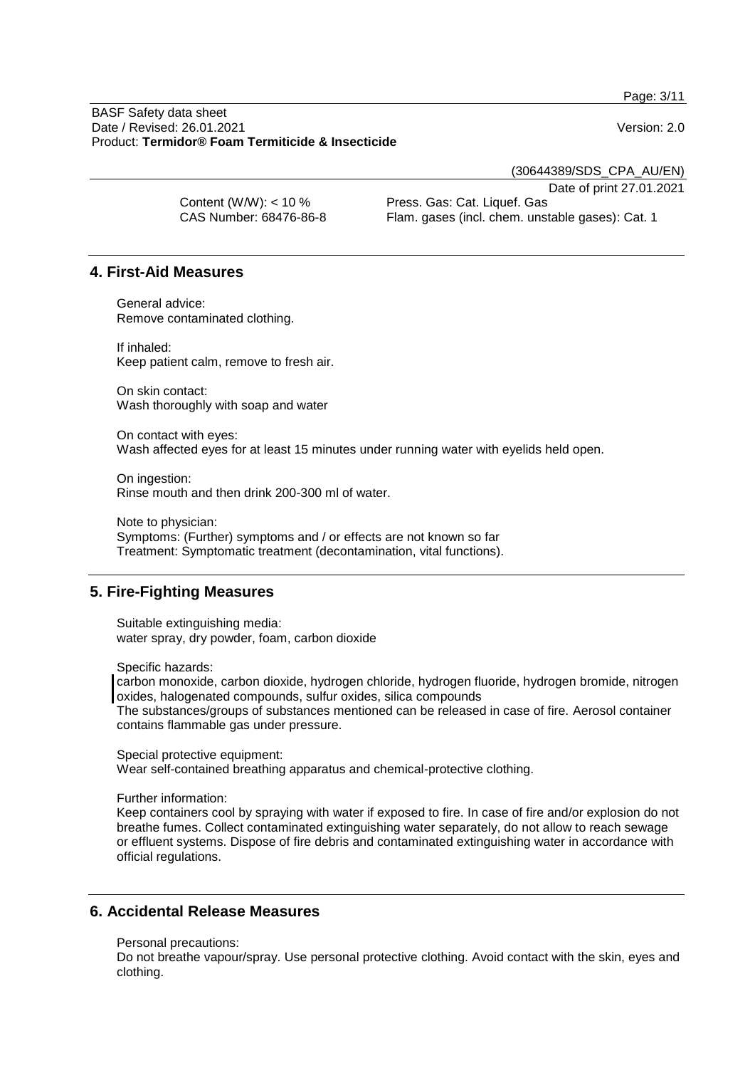(30644389/SDS_CPA_AU/EN)

Date of print 27.01.2021

Content (W/W): < 10 %
CAS Number: 68476-86-8

Press. Gas: Cat. Liquef. Gas
Flam. gases (incl. chem. unstable gases): Cat. 1

## 4. First-Aid Measures

General advice:
Remove contaminated clothing.

If inhaled:
Keep patient calm, remove to fresh air.

On skin contact:
Wash thoroughly with soap and water

On contact with eyes:
Wash affected eyes for at least 15 minutes under running water with eyelids held open.

On ingestion:
Rinse mouth and then drink 200-300 ml of water.

Note to physician:
Symptoms: (Further) symptoms and / or effects are not known so far
Treatment: Symptomatic treatment (decontamination, vital functions).

## 5. Fire-Fighting Measures

Suitable extinguishing media:
water spray, dry powder, foam, carbon dioxide

Specific hazards:
carbon monoxide, carbon dioxide, hydrogen chloride, hydrogen fluoride, hydrogen bromide, nitrogen oxides, halogenated compounds, sulfur oxides, silica compounds
The substances/groups of substances mentioned can be released in case of fire. Aerosol container contains flammable gas under pressure.

Special protective equipment:
Wear self-contained breathing apparatus and chemical-protective clothing.

Further information:
Keep containers cool by spraying with water if exposed to fire. In case of fire and/or explosion do not breathe fumes. Collect contaminated extinguishing water separately, do not allow to reach sewage or effluent systems. Dispose of fire debris and contaminated extinguishing water in accordance with official regulations.

## 6. Accidental Release Measures

Personal precautions:
Do not breathe vapour/spray. Use personal protective clothing. Avoid contact with the skin, eyes and clothing.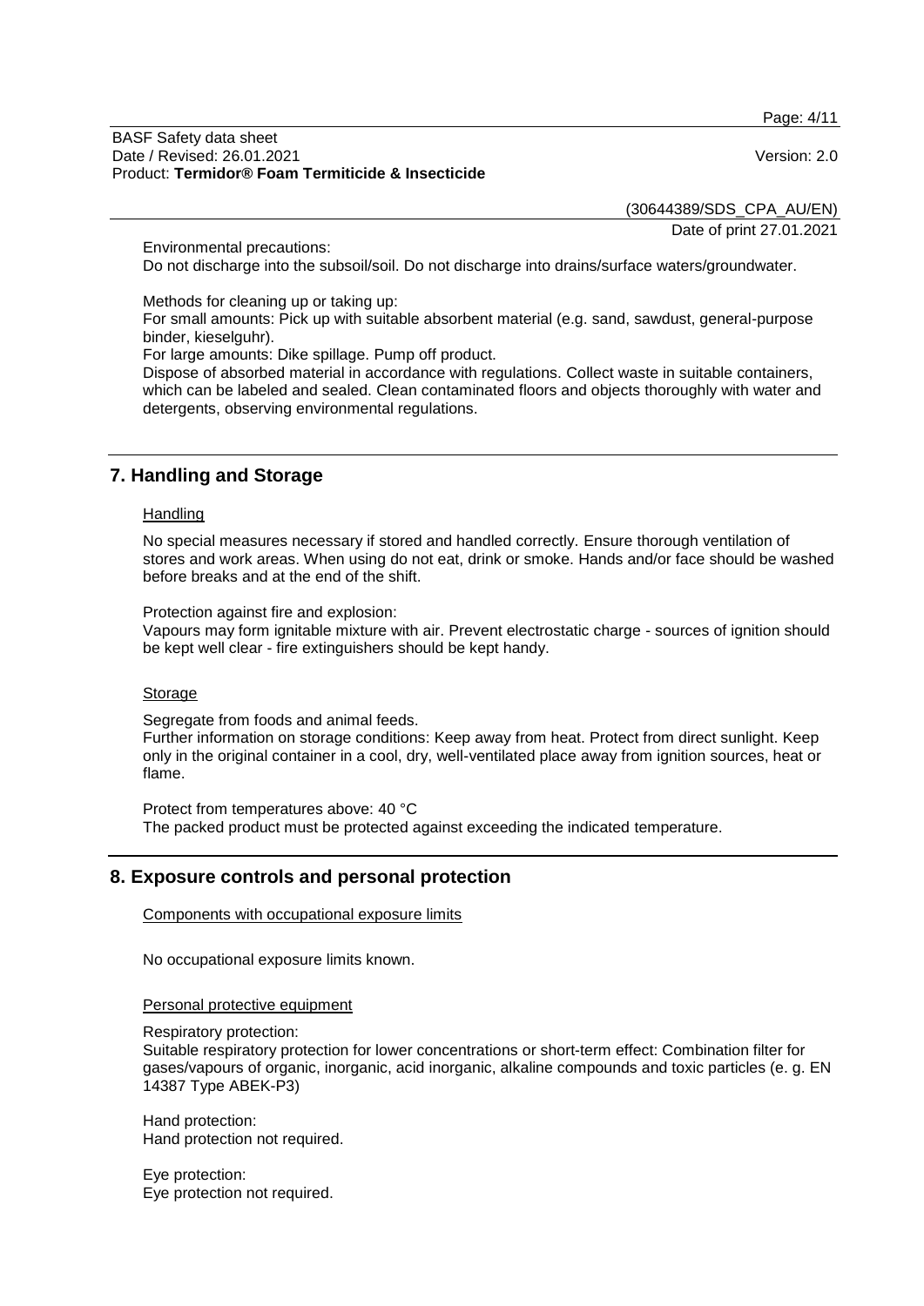Environmental precautions:
Do not discharge into the subsoil/soil. Do not discharge into drains/surface waters/groundwater.

Methods for cleaning up or taking up:
For small amounts: Pick up with suitable absorbent material (e.g. sand, sawdust, general-purpose binder, kieselguhr).
For large amounts: Dike spillage. Pump off product.
Dispose of absorbed material in accordance with regulations. Collect waste in suitable containers, which can be labeled and sealed. Clean contaminated floors and objects thoroughly with water and detergents, observing environmental regulations.

## 7. Handling and Storage

Handling

No special measures necessary if stored and handled correctly. Ensure thorough ventilation of stores and work areas. When using do not eat, drink or smoke. Hands and/or face should be washed before breaks and at the end of the shift.

Protection against fire and explosion:
Vapours may form ignitable mixture with air. Prevent electrostatic charge - sources of ignition should be kept well clear - fire extinguishers should be kept handy.

Storage

Segregate from foods and animal feeds.
Further information on storage conditions: Keep away from heat. Protect from direct sunlight. Keep only in the original container in a cool, dry, well-ventilated place away from ignition sources, heat or flame.

Protect from temperatures above: 40 °C
The packed product must be protected against exceeding the indicated temperature.

## 8. Exposure controls and personal protection

Components with occupational exposure limits

No occupational exposure limits known.

Personal protective equipment

Respiratory protection:
Suitable respiratory protection for lower concentrations or short-term effect: Combination filter for gases/vapours of organic, inorganic, acid inorganic, alkaline compounds and toxic particles (e. g. EN 14387 Type ABEK-P3)

Hand protection:
Hand protection not required.

Eye protection:
Eye protection not required.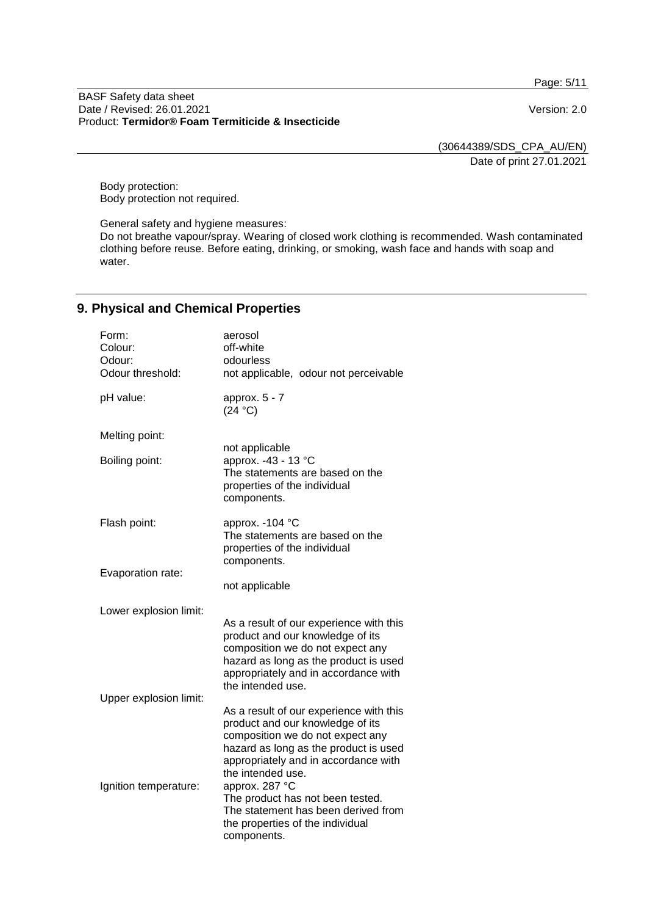Body protection:
Body protection not required.

General safety and hygiene measures:
Do not breathe vapour/spray. Wearing of closed work clothing is recommended. Wash contaminated clothing before reuse. Before eating, drinking, or smoking, wash face and hands with soap and water.

## 9. Physical and Chemical Properties

| | |
|---|---|
| Form: | aerosol |
| Colour: | off-white |
| Odour: | odourless |
| Odour threshold: | not applicable, odour not perceivable |
| pH value: | approx. 5 - 7 (24 °C) |
| Melting point: | not applicable |
| Boiling point: | approx. -43 - 13 °C The statements are based on the properties of the individual components. |
| Flash point: | approx. -104 °C The statements are based on the properties of the individual components. |
| Evaporation rate: | not applicable |
| Lower explosion limit: | As a result of our experience with this product and our knowledge of its composition we do not expect any hazard as long as the product is used appropriately and in accordance with the intended use. |
| Upper explosion limit: | As a result of our experience with this product and our knowledge of its composition we do not expect any hazard as long as the product is used appropriately and in accordance with the intended use. |
| Ignition temperature: | approx. 287 °C The product has not been tested. The statement has been derived from the properties of the individual components. |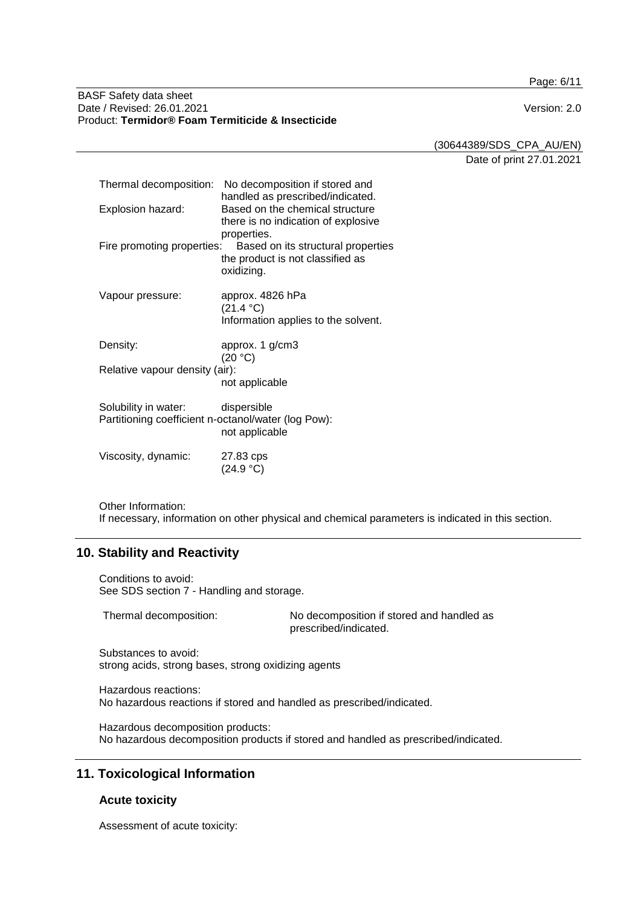Thermal decomposition: No decomposition if stored and handled as prescribed/indicated.

Explosion hazard: Based on the chemical structure there is no indication of explosive properties.

Fire promoting properties: Based on its structural properties the product is not classified as oxidizing.

Vapour pressure: approx. 4826 hPa (21.4 °C)
Information applies to the solvent.

Density: approx. 1 g/cm3 (20 °C)

Relative vapour density (air):
not applicable

Solubility in water: dispersible

Partitioning coefficient n-octanol/water (log Pow):
not applicable

Viscosity, dynamic: 27.83 cps (24.9 °C)

Other Information:
If necessary, information on other physical and chemical parameters is indicated in this section.

## 10. Stability and Reactivity

Conditions to avoid:
See SDS section 7 - Handling and storage.

Thermal decomposition: No decomposition if stored and handled as prescribed/indicated.

Substances to avoid:
strong acids, strong bases, strong oxidizing agents

Hazardous reactions:
No hazardous reactions if stored and handled as prescribed/indicated.

Hazardous decomposition products:
No hazardous decomposition products if stored and handled as prescribed/indicated.

## 11. Toxicological Information

### Acute toxicity

Assessment of acute toxicity: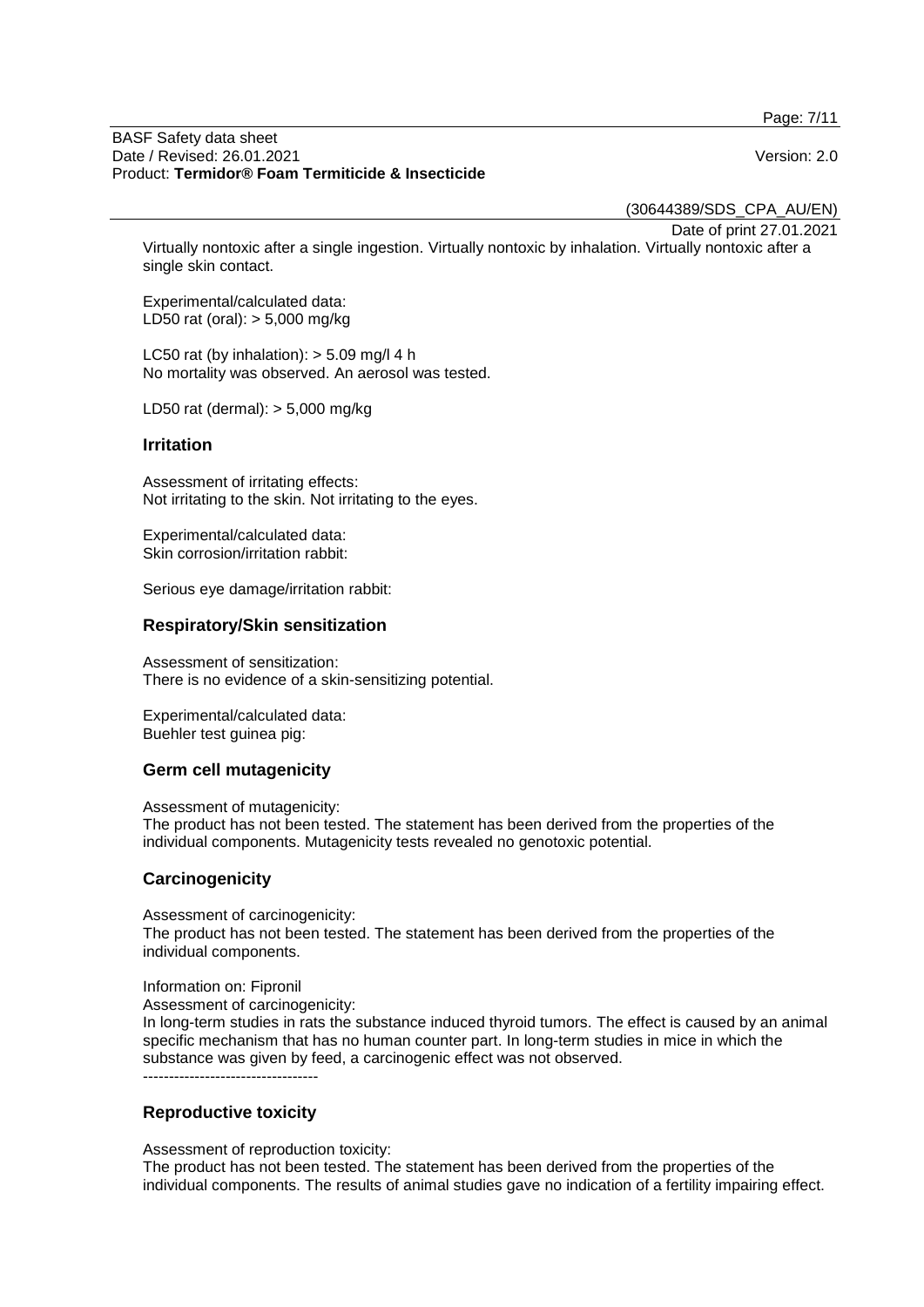Virtually nontoxic after a single ingestion. Virtually nontoxic by inhalation. Virtually nontoxic after a single skin contact.

Experimental/calculated data:
LD50 rat (oral): > 5,000 mg/kg

LC50 rat (by inhalation): > 5.09 mg/l 4 h
No mortality was observed. An aerosol was tested.

LD50 rat (dermal): > 5,000 mg/kg

## Irritation

Assessment of irritating effects:
Not irritating to the skin. Not irritating to the eyes.

Experimental/calculated data:
Skin corrosion/irritation rabbit:

Serious eye damage/irritation rabbit:

## Respiratory/Skin sensitization

Assessment of sensitization:
There is no evidence of a skin-sensitizing potential.

Experimental/calculated data:
Buehler test guinea pig:

## Germ cell mutagenicity

Assessment of mutagenicity:
The product has not been tested. The statement has been derived from the properties of the individual components. Mutagenicity tests revealed no genotoxic potential.

## Carcinogenicity

Assessment of carcinogenicity:
The product has not been tested. The statement has been derived from the properties of the individual components.

Information on: Fipronil
Assessment of carcinogenicity:
In long-term studies in rats the substance induced thyroid tumors. The effect is caused by an animal specific mechanism that has no human counter part. In long-term studies in mice in which the substance was given by feed, a carcinogenic effect was not observed.
----------------------------------

## Reproductive toxicity

Assessment of reproduction toxicity:
The product has not been tested. The statement has been derived from the properties of the individual components. The results of animal studies gave no indication of a fertility impairing effect.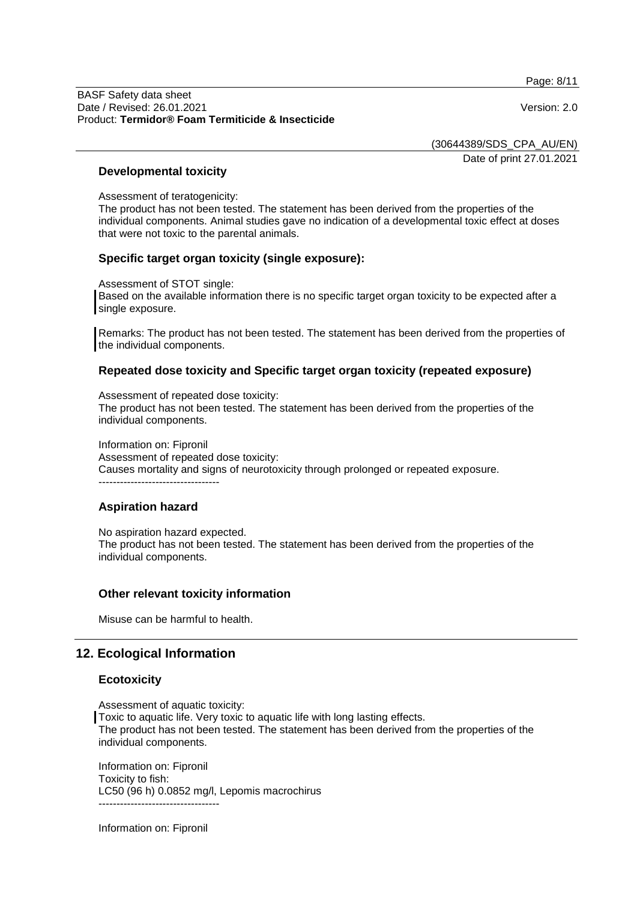### Developmental toxicity

Assessment of teratogenicity:
The product has not been tested. The statement has been derived from the properties of the individual components. Animal studies gave no indication of a developmental toxic effect at doses that were not toxic to the parental animals.

### Specific target organ toxicity (single exposure):

Assessment of STOT single:
Based on the available information there is no specific target organ toxicity to be expected after a single exposure.

Remarks: The product has not been tested. The statement has been derived from the properties of the individual components.

### Repeated dose toxicity and Specific target organ toxicity (repeated exposure)

Assessment of repeated dose toxicity:
The product has not been tested. The statement has been derived from the properties of the individual components.

Information on: Fipronil
Assessment of repeated dose toxicity:
Causes mortality and signs of neurotoxicity through prolonged or repeated exposure.
----------------------------------

### Aspiration hazard

No aspiration hazard expected.
The product has not been tested. The statement has been derived from the properties of the individual components.

### Other relevant toxicity information

Misuse can be harmful to health.

## 12. Ecological Information

### Ecotoxicity

Assessment of aquatic toxicity:
Toxic to aquatic life. Very toxic to aquatic life with long lasting effects.
The product has not been tested. The statement has been derived from the properties of the individual components.

Information on: Fipronil
Toxicity to fish:
LC50 (96 h) 0.0852 mg/l, Lepomis macrochirus
----------------------------------

Information on: Fipronil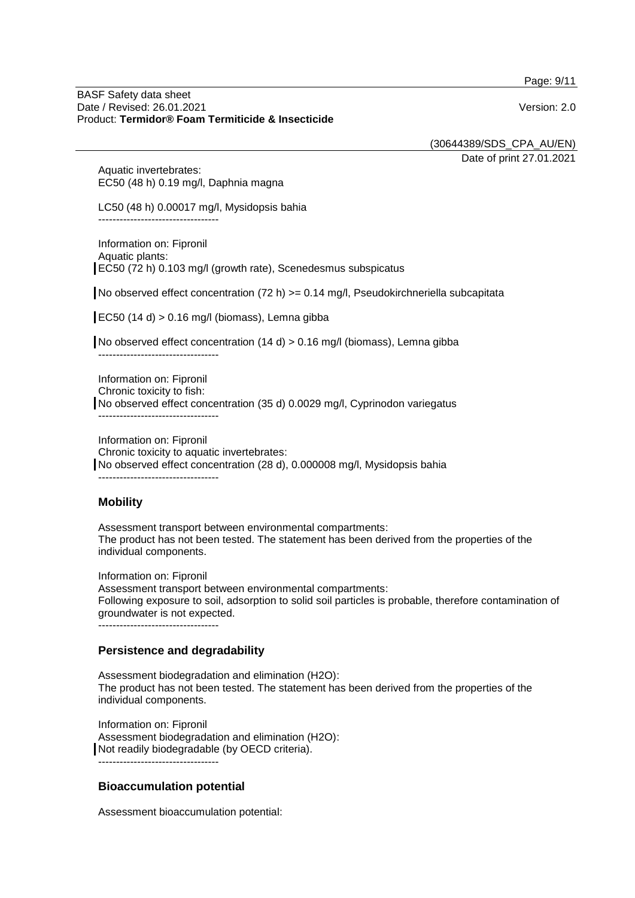Aquatic invertebrates:
EC50 (48 h) 0.19 mg/l, Daphnia magna

LC50 (48 h) 0.00017 mg/l, Mysidopsis bahia

----------------------------------

Information on: Fipronil
Aquatic plants:
EC50 (72 h) 0.103 mg/l (growth rate), Scenedesmus subspicatus

No observed effect concentration (72 h) >= 0.14 mg/l, Pseudokirchneriella subcapitata

EC50 (14 d) > 0.16 mg/l (biomass), Lemna gibba

No observed effect concentration (14 d) > 0.16 mg/l (biomass), Lemna gibba

----------------------------------

Information on: Fipronil
Chronic toxicity to fish:
No observed effect concentration (35 d) 0.0029 mg/l, Cyprinodon variegatus

----------------------------------

Information on: Fipronil
Chronic toxicity to aquatic invertebrates:
No observed effect concentration (28 d), 0.000008 mg/l, Mysidopsis bahia

----------------------------------

### Mobility

Assessment transport between environmental compartments:
The product has not been tested. The statement has been derived from the properties of the individual components.

Information on: Fipronil
Assessment transport between environmental compartments:
Following exposure to soil, adsorption to solid soil particles is probable, therefore contamination of groundwater is not expected.

----------------------------------

### Persistence and degradability

Assessment biodegradation and elimination (H2O):
The product has not been tested. The statement has been derived from the properties of the individual components.

Information on: Fipronil
Assessment biodegradation and elimination (H2O):
Not readily biodegradable (by OECD criteria).

----------------------------------

### Bioaccumulation potential

Assessment bioaccumulation potential: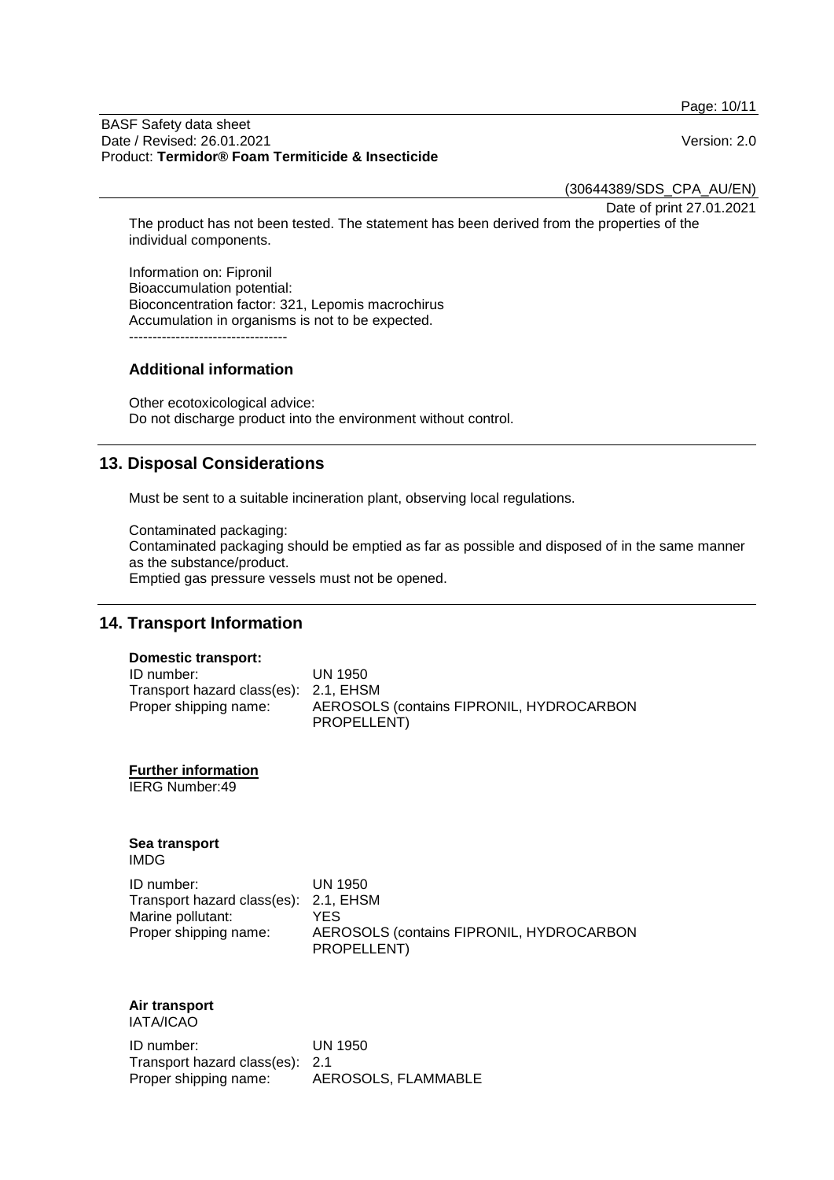The product has not been tested. The statement has been derived from the properties of the individual components.

Information on: Fipronil
Bioaccumulation potential:
Bioconcentration factor: 321, Lepomis macrochirus
Accumulation in organisms is not to be expected.
----------------------------------

### Additional information

Other ecotoxicological advice:
Do not discharge product into the environment without control.

## 13. Disposal Considerations

Must be sent to a suitable incineration plant, observing local regulations.

Contaminated packaging:
Contaminated packaging should be emptied as far as possible and disposed of in the same manner as the substance/product.
Emptied gas pressure vessels must not be opened.

## 14. Transport Information

**Domestic transport:**

ID number: UN 1950
Transport hazard class(es): 2.1, EHSM
Proper shipping name: AEROSOLS (contains FIPRONIL, HYDROCARBON PROPELLENT)

**Further information**

IERG Number:49

**Sea transport**
IMDG

ID number: UN 1950
Transport hazard class(es): 2.1, EHSM
Marine pollutant: YES
Proper shipping name: AEROSOLS (contains FIPRONIL, HYDROCARBON PROPELLENT)

**Air transport**
IATA/ICAO

ID number: UN 1950
Transport hazard class(es): 2.1
Proper shipping name: AEROSOLS, FLAMMABLE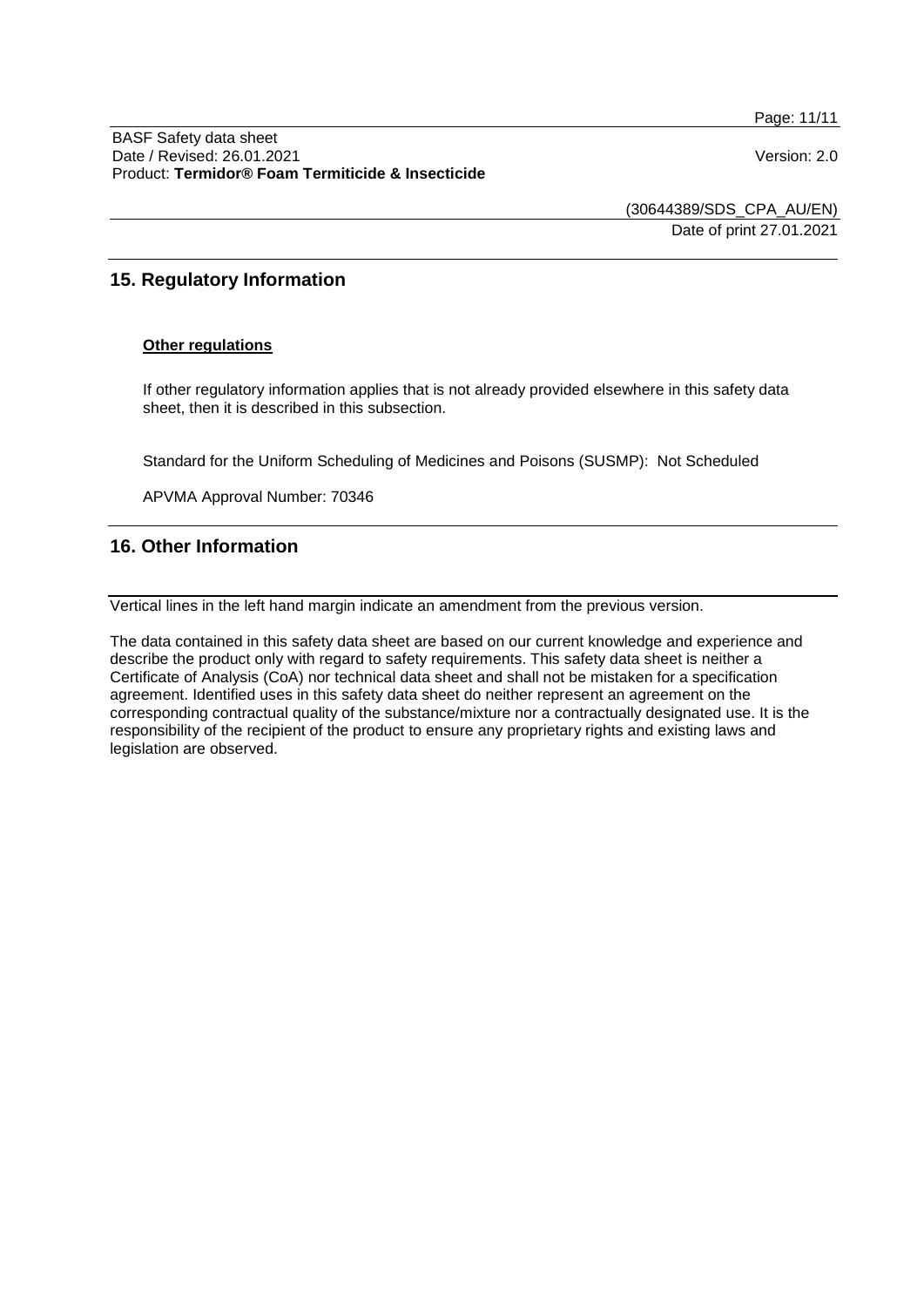## 15. Regulatory Information

**Other regulations**

If other regulatory information applies that is not already provided elsewhere in this safety data sheet, then it is described in this subsection.

Standard for the Uniform Scheduling of Medicines and Poisons (SUSMP): Not Scheduled

APVMA Approval Number: 70346

## 16. Other Information

Vertical lines in the left hand margin indicate an amendment from the previous version.

The data contained in this safety data sheet are based on our current knowledge and experience and describe the product only with regard to safety requirements. This safety data sheet is neither a Certificate of Analysis (CoA) nor technical data sheet and shall not be mistaken for a specification agreement. Identified uses in this safety data sheet do neither represent an agreement on the corresponding contractual quality of the substance/mixture nor a contractually designated use. It is the responsibility of the recipient of the product to ensure any proprietary rights and existing laws and legislation are observed.